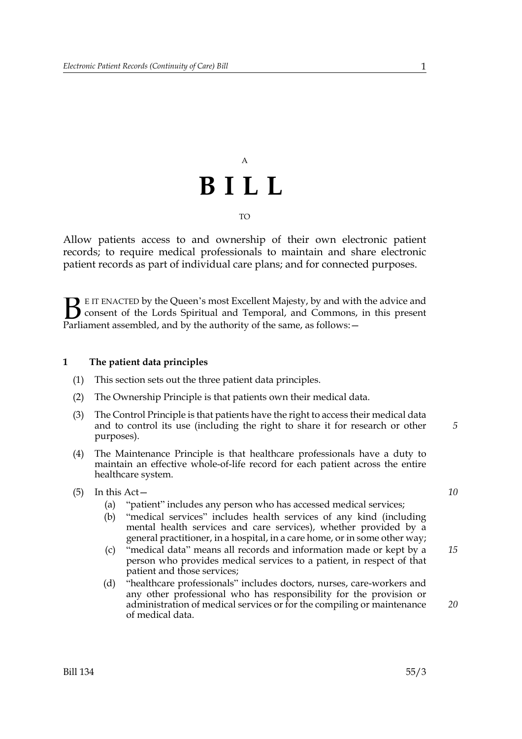A

# BILL

TO

Allow patients access to and ownership of their own electronic patient records; to require medical professionals to maintain and share electronic patient records as part of individual care plans; and for connected purposes.

BE IT ENACTED by the Queen's most Excellent Majesty, by and with the advice and consent of the Lords Spiritual and Temporal, and Commons, in this present Parliament assembled, and by the authority of the same, as follows:—

## 1 The patient data principles

(1) This section sets out the three patient data principles.

(2) The Ownership Principle is that patients own their medical data.

(3) The Control Principle is that patients have the right to access their medical data and to control its use (including the right to share it for research or other purposes).

(4) The Maintenance Principle is that healthcare professionals have a duty to maintain an effective whole-of-life record for each patient across the entire healthcare system.

(5) In this Act—

- (a) "patient" includes any person who has accessed medical services;
- (b) "medical services" includes health services of any kind (including mental health services and care services), whether provided by a general practitioner, in a hospital, in a care home, or in some other way;
- (c) "medical data" means all records and information made or kept by a person who provides medical services to a patient, in respect of that patient and those services;
- (d) "healthcare professionals" includes doctors, nurses, care-workers and any other professional who has responsibility for the provision or administration of medical services or for the compiling or maintenance of medical data.

Bill 134 55/3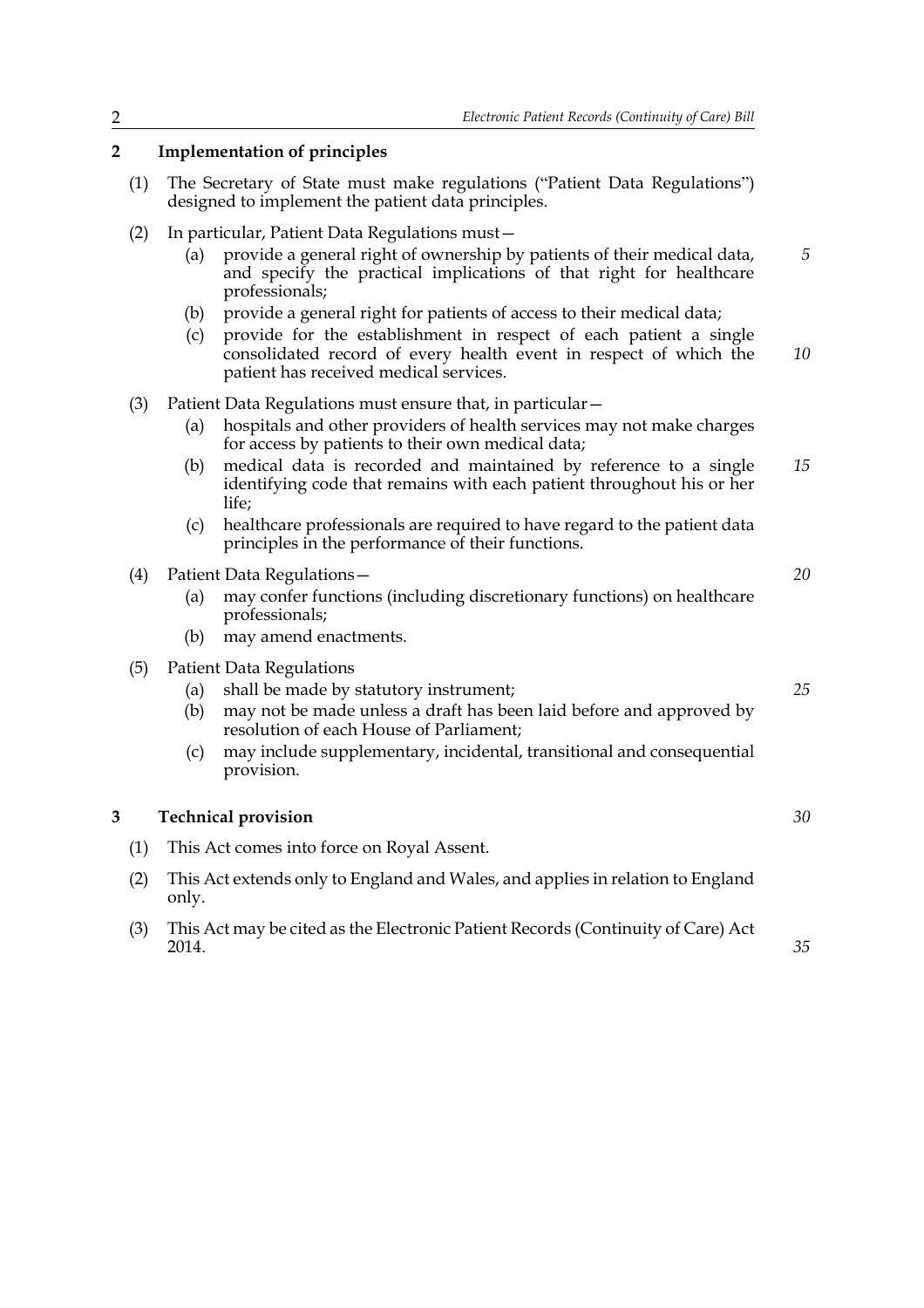## 2 Implementation of principles

(1) The Secretary of State must make regulations ("Patient Data Regulations") designed to implement the patient data principles.

(2) In particular, Patient Data Regulations must—

- (a) provide a general right of ownership by patients of their medical data, and specify the practical implications of that right for healthcare professionals;
- (b) provide a general right for patients of access to their medical data;
- (c) provide for the establishment in respect of each patient a single consolidated record of every health event in respect of which the patient has received medical services.

(3) Patient Data Regulations must ensure that, in particular—

- (a) hospitals and other providers of health services may not make charges for access by patients to their own medical data;
- (b) medical data is recorded and maintained by reference to a single identifying code that remains with each patient throughout his or her life;
- (c) healthcare professionals are required to have regard to the patient data principles in the performance of their functions.

(4) Patient Data Regulations—

- (a) may confer functions (including discretionary functions) on healthcare professionals;
- (b) may amend enactments.

(5) Patient Data Regulations

- (a) shall be made by statutory instrument;
- (b) may not be made unless a draft has been laid before and approved by resolution of each House of Parliament;
- (c) may include supplementary, incidental, transitional and consequential provision.

## 3 Technical provision

(1) This Act comes into force on Royal Assent.

(2) This Act extends only to England and Wales, and applies in relation to England only.

(3) This Act may be cited as the Electronic Patient Records (Continuity of Care) Act 2014.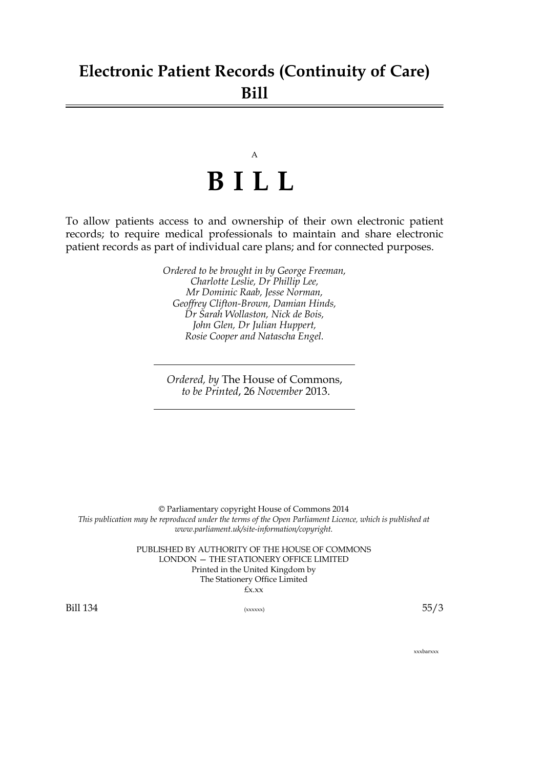# Electronic Patient Records (Continuity of Care) Bill

A

# B I L L

To allow patients access to and ownership of their own electronic patient records; to require medical professionals to maintain and share electronic patient records as part of individual care plans; and for connected purposes.

*Ordered to be brought in by George Freeman, Charlotte Leslie, Dr Phillip Lee, Mr Dominic Raab, Jesse Norman, Geoffrey Clifton-Brown, Damian Hinds, Dr Sarah Wollaston, Nick de Bois, John Glen, Dr Julian Huppert, Rosie Cooper and Natascha Engel.*

*Ordered, by* The House of Commons, *to be Printed*, 26 *November* 2013.

© Parliamentary copyright House of Commons 2014

*This publication may be reproduced under the terms of the Open Parliament Licence, which is published at www.parliament.uk/site-information/copyright.*

PUBLISHED BY AUTHORITY OF THE HOUSE OF COMMONS
LONDON — THE STATIONERY OFFICE LIMITED
Printed in the United Kingdom by
The Stationery Office Limited
£x.xx

Bill 134 (xxxxxx) 55/3

xxxbarxxx